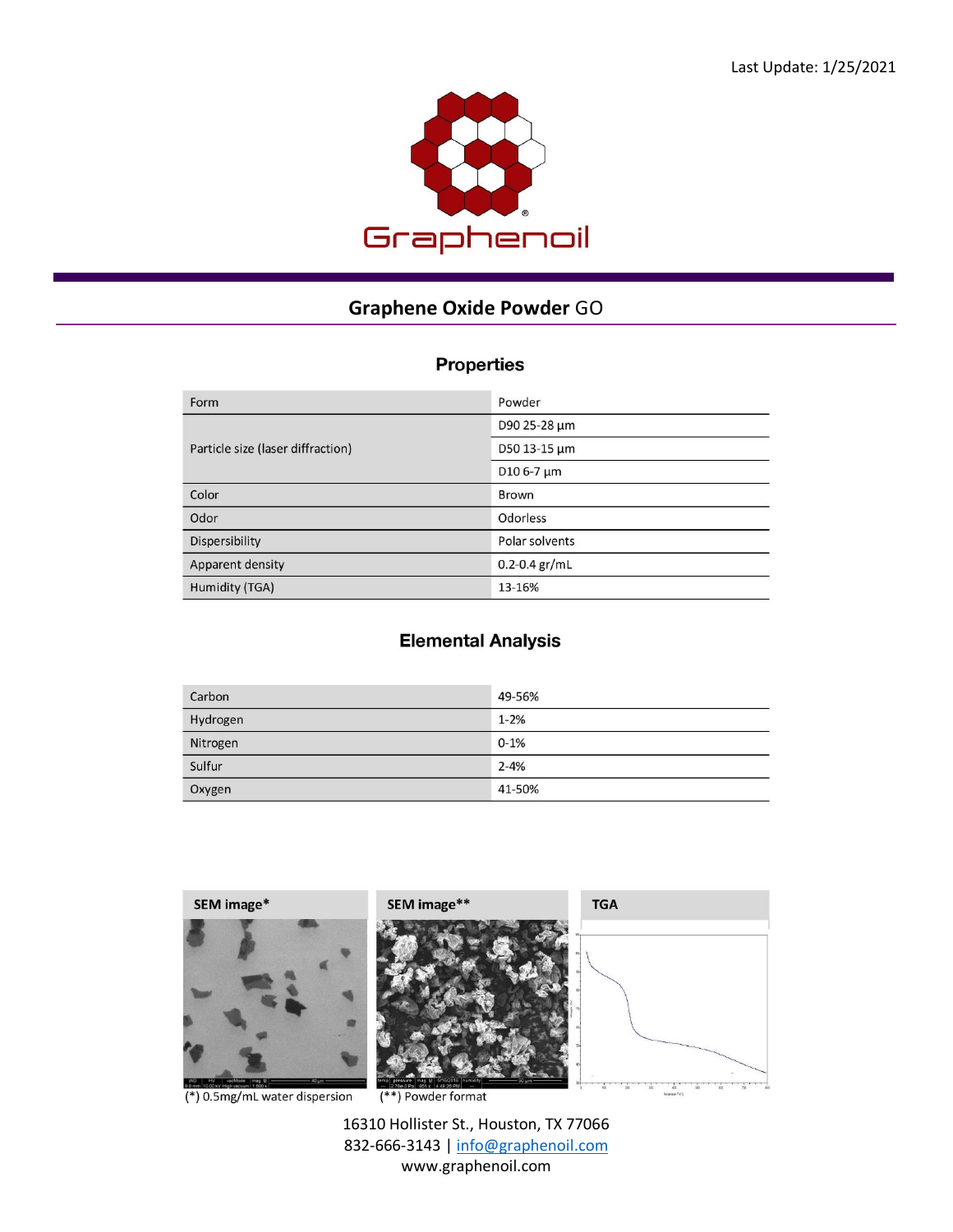Last Update: 1/25/2021

Graphenoil

# Graphene Oxide Powder GO

## Properties

| Form | Powder |
|---|---|
| Particle size (laser diffraction) | D90 25-28 µm |
| | D50 13-15 µm |
| | D10 6-7 µm |
| Color | Brown |
| Odor | Odorless |
| Dispersibility | Polar solvents |
| Apparent density | 0.2-0.4 gr/mL |
| Humidity (TGA) | 13-16% |

## Elemental Analysis

| Carbon | 49-56% |
|---|---|
| Hydrogen | 1-2% |
| Nitrogen | 0-1% |
| Sulfur | 2-4% |
| Oxygen | 41-50% |

**SEM image***

(*) 0.5mg/mL water dispersion

**SEM image****

(**) Powder format

**TGA**

16310 Hollister St., Houston, TX 77066
832-666-3143 | info@graphenoil.com
www.graphenoil.com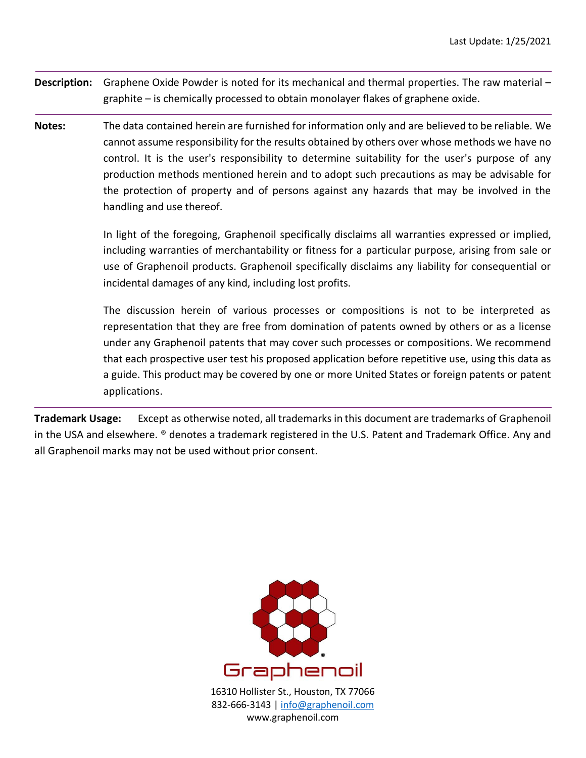Last Update: 1/25/2021

**Description:** Graphene Oxide Powder is noted for its mechanical and thermal properties. The raw material – graphite – is chemically processed to obtain monolayer flakes of graphene oxide.

**Notes:** The data contained herein are furnished for information only and are believed to be reliable. We cannot assume responsibility for the results obtained by others over whose methods we have no control. It is the user's responsibility to determine suitability for the user's purpose of any production methods mentioned herein and to adopt such precautions as may be advisable for the protection of property and of persons against any hazards that may be involved in the handling and use thereof.

In light of the foregoing, Graphenoil specifically disclaims all warranties expressed or implied, including warranties of merchantability or fitness for a particular purpose, arising from sale or use of Graphenoil products. Graphenoil specifically disclaims any liability for consequential or incidental damages of any kind, including lost profits.

The discussion herein of various processes or compositions is not to be interpreted as representation that they are free from domination of patents owned by others or as a license under any Graphenoil patents that may cover such processes or compositions. We recommend that each prospective user test his proposed application before repetitive use, using this data as a guide. This product may be covered by one or more United States or foreign patents or patent applications.

**Trademark Usage:** Except as otherwise noted, all trademarks in this document are trademarks of Graphenoil in the USA and elsewhere. ® denotes a trademark registered in the U.S. Patent and Trademark Office. Any and all Graphenoil marks may not be used without prior consent.

Graphenoil®

16310 Hollister St., Houston, TX 77066
832-666-3143 | info@graphenoil.com
www.graphenoil.com